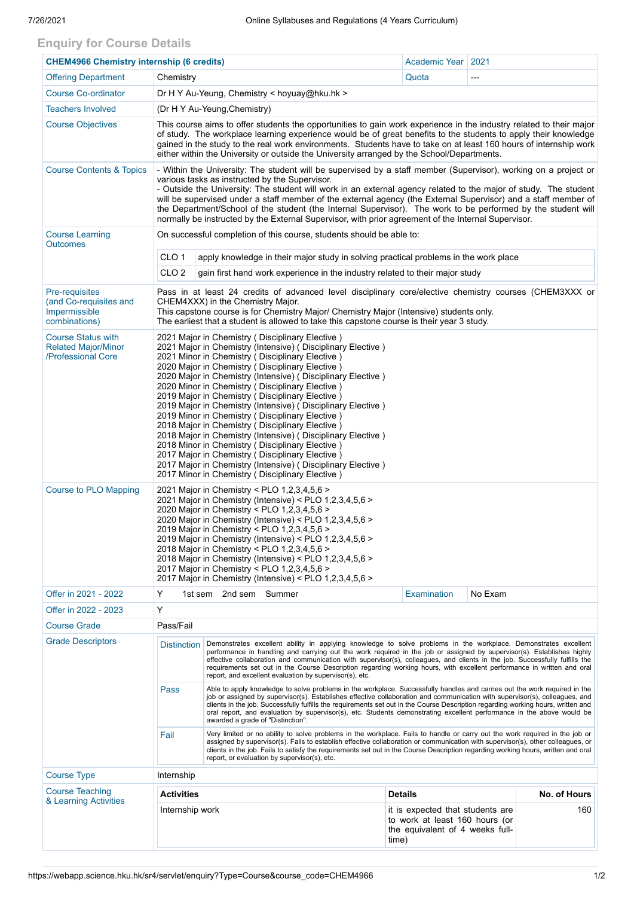## Enquiry for Course Details

| CHEM4966 Chemistry internship (6 credits) | | Academic Year | 2021 |
|---|---|---|---|
| Offering Department | Chemistry | Quota | --- |
| Course Co-ordinator | Dr H Y Au-Yeung, Chemistry < hoyuay@hku.hk > | | |
| Teachers Involved | (Dr H Y Au-Yeung,Chemistry) | | |
| Course Objectives | This course aims to offer students the opportunities to gain work experience in the industry related to their major of study. The workplace learning experience would be of great benefits to the students to apply their knowledge gained in the study to the real work environments. Students have to take on at least 160 hours of internship work either within the University or outside the University arranged by the School/Departments. | | |
| Course Contents & Topics | - Within the University: The student will be supervised by a staff member (Supervisor), working on a project or various tasks as instructed by the Supervisor.<br>- Outside the University: The student will work in an external agency related to the major of study. The student will be supervised under a staff member of the external agency (the External Supervisor) and a staff member of the Department/School of the student (the Internal Supervisor). The work to be performed by the student will normally be instructed by the External Supervisor, with prior agreement of the Internal Supervisor. | | |
| Course Learning Outcomes | On successful completion of this course, students should be able to:<br>CLO 1 — apply knowledge in their major study in solving practical problems in the work place<br>CLO 2 — gain first hand work experience in the industry related to their major study | | |
| Pre-requisites (and Co-requisites and Impermissible combinations) | Pass in at least 24 credits of advanced level disciplinary core/elective chemistry courses (CHEM3XXX or CHEM4XXX) in the Chemistry Major.<br>This capstone course is for Chemistry Major/ Chemistry Major (Intensive) students only.<br>The earliest that a student is allowed to take this capstone course is their year 3 study. | | |
| Course Status with Related Major/Minor /Professional Core | 2021 Major in Chemistry ( Disciplinary Elective )<br>2021 Major in Chemistry (Intensive) ( Disciplinary Elective )<br>2021 Minor in Chemistry ( Disciplinary Elective )<br>2020 Major in Chemistry ( Disciplinary Elective )<br>2020 Major in Chemistry (Intensive) ( Disciplinary Elective )<br>2020 Minor in Chemistry ( Disciplinary Elective )<br>2019 Major in Chemistry ( Disciplinary Elective )<br>2019 Major in Chemistry (Intensive) ( Disciplinary Elective )<br>2019 Minor in Chemistry ( Disciplinary Elective )<br>2018 Major in Chemistry ( Disciplinary Elective )<br>2018 Major in Chemistry (Intensive) ( Disciplinary Elective )<br>2018 Minor in Chemistry ( Disciplinary Elective )<br>2017 Major in Chemistry ( Disciplinary Elective )<br>2017 Major in Chemistry (Intensive) ( Disciplinary Elective )<br>2017 Minor in Chemistry ( Disciplinary Elective ) | | |
| Course to PLO Mapping | 2021 Major in Chemistry < PLO 1,2,3,4,5,6 ><br>2021 Major in Chemistry (Intensive) < PLO 1,2,3,4,5,6 ><br>2020 Major in Chemistry < PLO 1,2,3,4,5,6 ><br>2020 Major in Chemistry (Intensive) < PLO 1,2,3,4,5,6 ><br>2019 Major in Chemistry < PLO 1,2,3,4,5,6 ><br>2019 Major in Chemistry (Intensive) < PLO 1,2,3,4,5,6 ><br>2018 Major in Chemistry < PLO 1,2,3,4,5,6 ><br>2018 Major in Chemistry (Intensive) < PLO 1,2,3,4,5,6 ><br>2017 Major in Chemistry < PLO 1,2,3,4,5,6 ><br>2017 Major in Chemistry (Intensive) < PLO 1,2,3,4,5,6 > | | |
| Offer in 2021 - 2022 | Y 1st sem 2nd sem Summer | Examination | No Exam |
| Offer in 2022 - 2023 | Y | | |
| Course Grade | Pass/Fail | | |
| Grade Descriptors | **Distinction**: Demonstrates excellent ability in applying knowledge to solve problems in the workplace. Demonstrates excellent performance in handling and carrying out the work required in the job or assigned by supervisor(s). Establishes highly effective collaboration and communication with supervisor(s), colleagues, and clients in the job. Successfully fulfills the requirements set out in the Course Description regarding working hours, with excellent performance in written and oral report, and excellent evaluation by supervisor(s), etc.<br>**Pass**: Able to apply knowledge to solve problems in the workplace. Successfully handles and carries out the work required in the job or assigned by supervisor(s). Establishes effective collaboration and communication with supervisor(s), colleagues, and clients in the job. Successfully fulfills the requirements set out in the Course Description regarding working hours, written and oral report, and evaluation by supervisor(s), etc. Students demonstrating excellent performance in the above would be awarded a grade of "Distinction".<br>**Fail**: Very limited or no ability to solve problems in the workplace. Fails to handle or carry out the work required in the job or assigned by supervisor(s). Fails to establish effective collaboration or communication with supervisor(s), other colleagues, or clients in the job. Fails to satisfy the requirements set out in the Course Description regarding working hours, written and oral report, or evaluation by supervisor(s), etc. | | |
| Course Type | Internship | | |
| Course Teaching & Learning Activities | | | |

| Activities | Details | No. of Hours |
|---|---|---|
| Internship work | it is expected that students are to work at least 160 hours (or the equivalent of 4 weeks full-time) | 160 |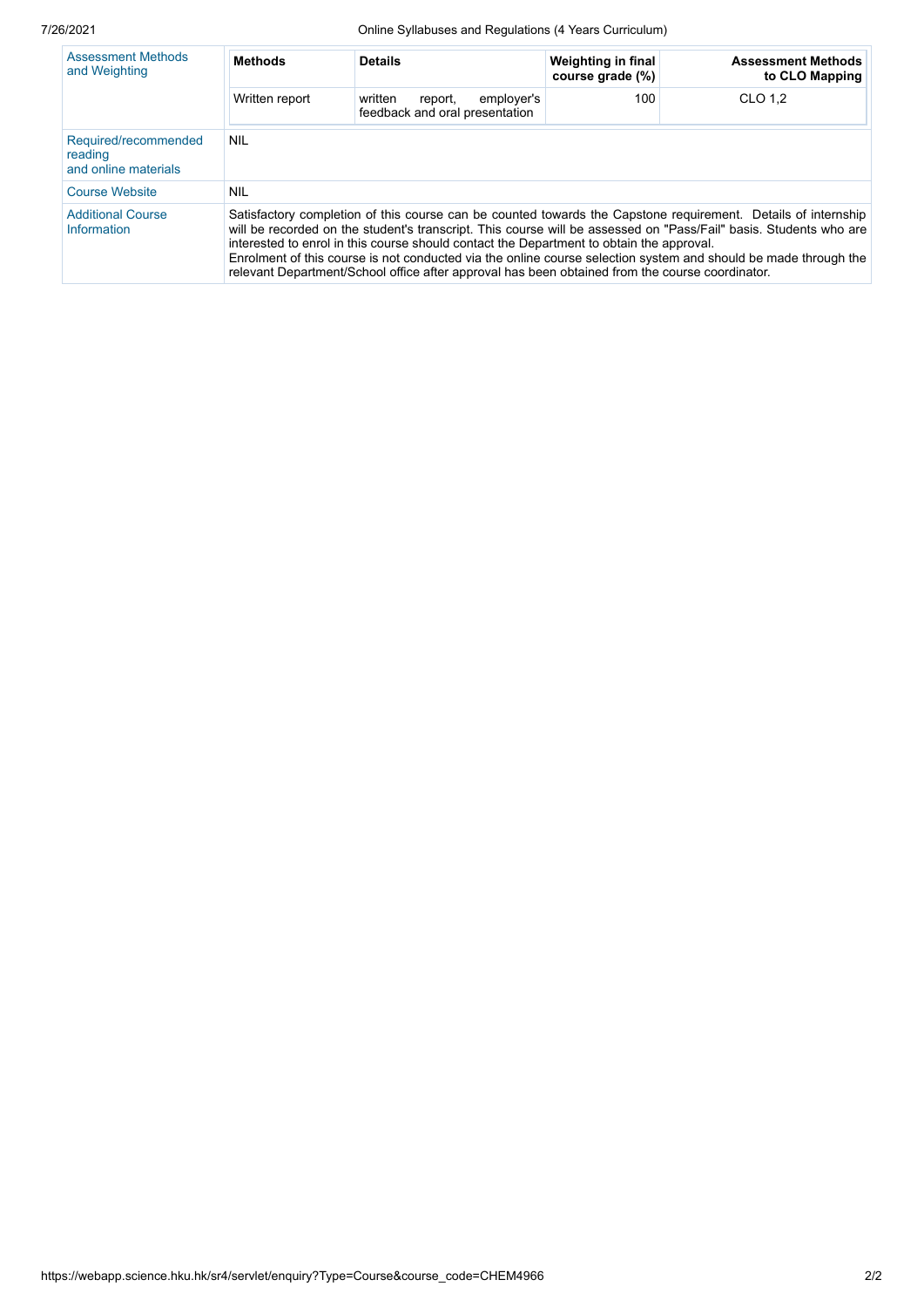| | | | | |
|---|---|---|---|---|
| Assessment Methods and Weighting | **Methods** | **Details** | **Weighting in final course grade (%)** | **Assessment Methods to CLO Mapping** |
| | Written report | written report, employer's feedback and oral presentation | 100 | CLO 1,2 |
| Required/recommended reading and online materials | NIL | | | |
| Course Website | NIL | | | |
| Additional Course Information | Satisfactory completion of this course can be counted towards the Capstone requirement. Details of internship will be recorded on the student's transcript. This course will be assessed on "Pass/Fail" basis. Students who are interested to enrol in this course should contact the Department to obtain the approval. Enrolment of this course is not conducted via the online course selection system and should be made through the relevant Department/School office after approval has been obtained from the course coordinator. | | | |